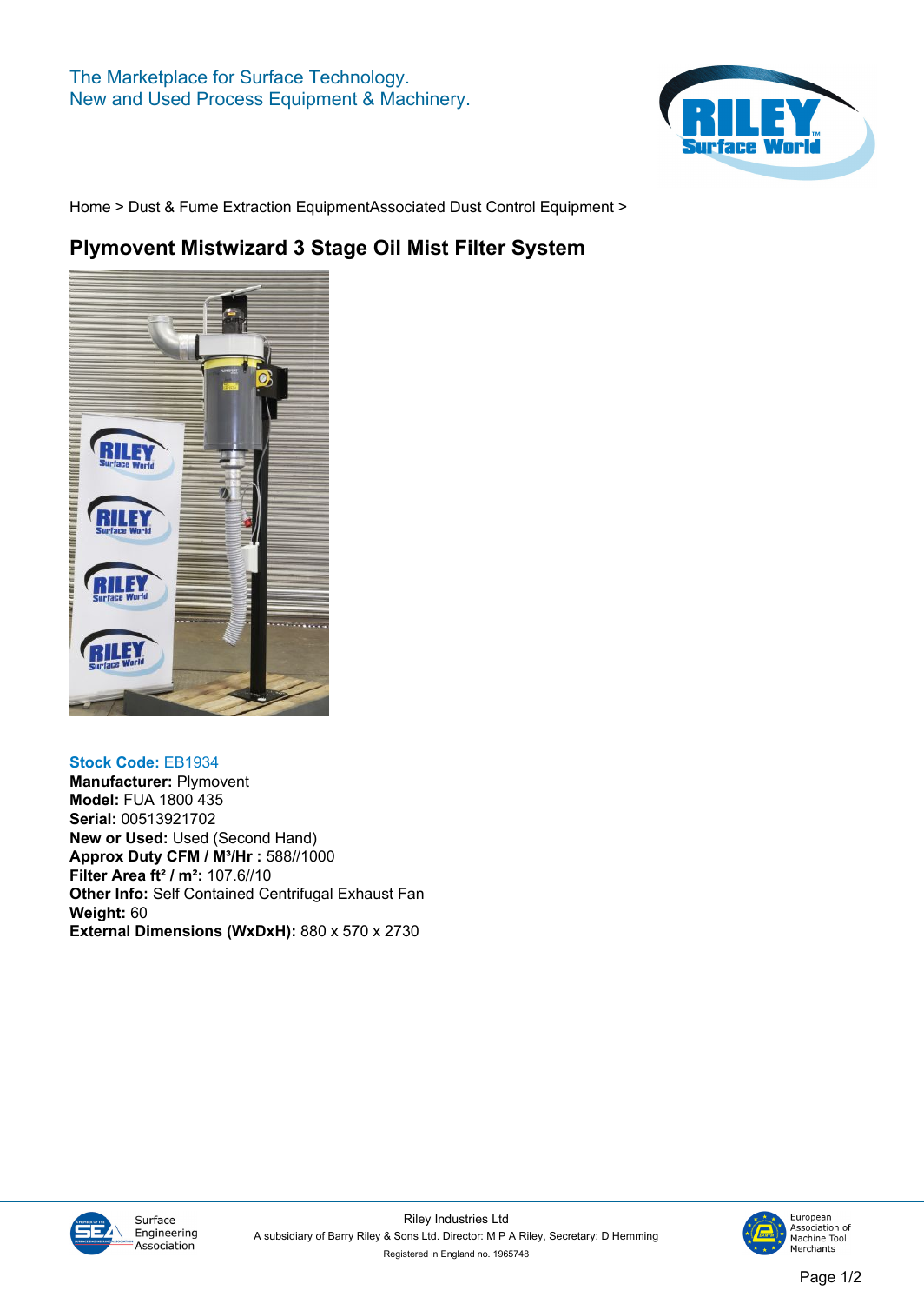The Marketplace for Surface Technology.
New and Used Process Equipment & Machinery.

Home > Dust & Fume Extraction EquipmentAssociated Dust Control Equipment >

# Plymovent Mistwizard 3 Stage Oil Mist Filter System

**Stock Code:** EB1934
**Manufacturer:** Plymovent
**Model:** FUA 1800 435
**Serial:** 00513921702
**New or Used:** Used (Second Hand)
**Approx Duty CFM / M³/Hr :** 588//1000
**Filter Area ft² / m²:** 107.6//10
**Other Info:** Self Contained Centrifugal Exhaust Fan
**Weight:** 60
**External Dimensions (WxDxH):** 880 x 570 x 2730

Riley Industries Ltd
A subsidiary of Barry Riley & Sons Ltd. Director: M P A Riley, Secretary: D Hemming
Registered in England no. 1965748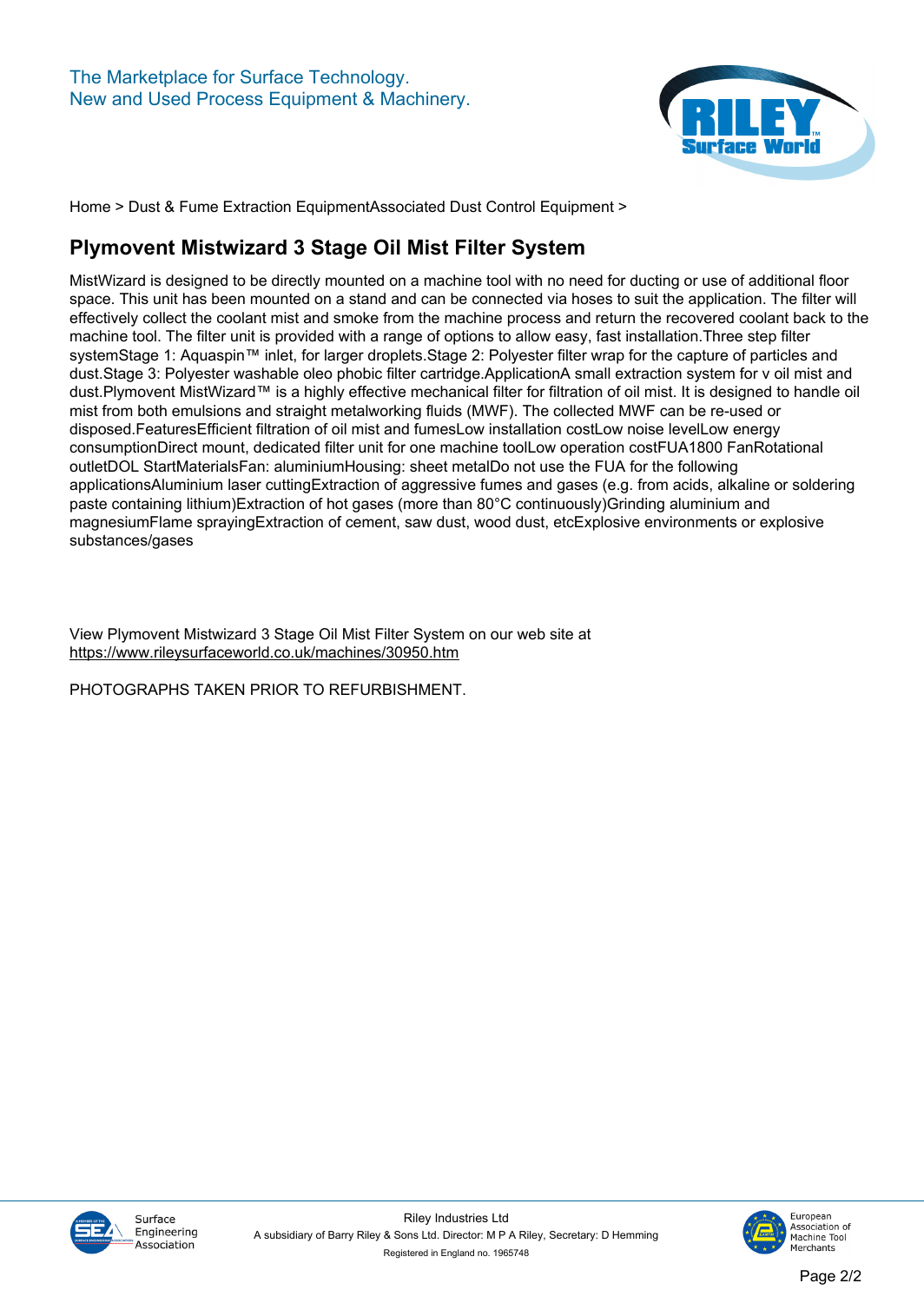The Marketplace for Surface Technology.
New and Used Process Equipment & Machinery.

Home > Dust & Fume Extraction EquipmentAssociated Dust Control Equipment >

## Plymovent Mistwizard 3 Stage Oil Mist Filter System

MistWizard is designed to be directly mounted on a machine tool with no need for ducting or use of additional floor space. This unit has been mounted on a stand and can be connected via hoses to suit the application. The filter will effectively collect the coolant mist and smoke from the machine process and return the recovered coolant back to the machine tool. The filter unit is provided with a range of options to allow easy, fast installation.Three step filter systemStage 1: Aquaspin™ inlet, for larger droplets.Stage 2: Polyester filter wrap for the capture of particles and dust.Stage 3: Polyester washable oleo phobic filter cartridge.ApplicationA small extraction system for v oil mist and dust.Plymovent MistWizard™ is a highly effective mechanical filter for filtration of oil mist. It is designed to handle oil mist from both emulsions and straight metalworking fluids (MWF). The collected MWF can be re-used or disposed.FeaturesEfficient filtration of oil mist and fumesLow installation costLow noise levelLow energy consumptionDirect mount, dedicated filter unit for one machine toolLow operation costFUA1800 FanRotational outletDOL StartMaterialsFan: aluminiumHousing: sheet metalDo not use the FUA for the following applicationsAluminium laser cuttingExtraction of aggressive fumes and gases (e.g. from acids, alkaline or soldering paste containing lithium)Extraction of hot gases (more than 80°C continuously)Grinding aluminium and magnesiumFlame sprayingExtraction of cement, saw dust, wood dust, etcExplosive environments or explosive substances/gases

View Plymovent Mistwizard 3 Stage Oil Mist Filter System on our web site at
https://www.rileysurfaceworld.co.uk/machines/30950.htm

PHOTOGRAPHS TAKEN PRIOR TO REFURBISHMENT.

Riley Industries Ltd
A subsidiary of Barry Riley & Sons Ltd. Director: M P A Riley, Secretary: D Hemming
Registered in England no. 1965748